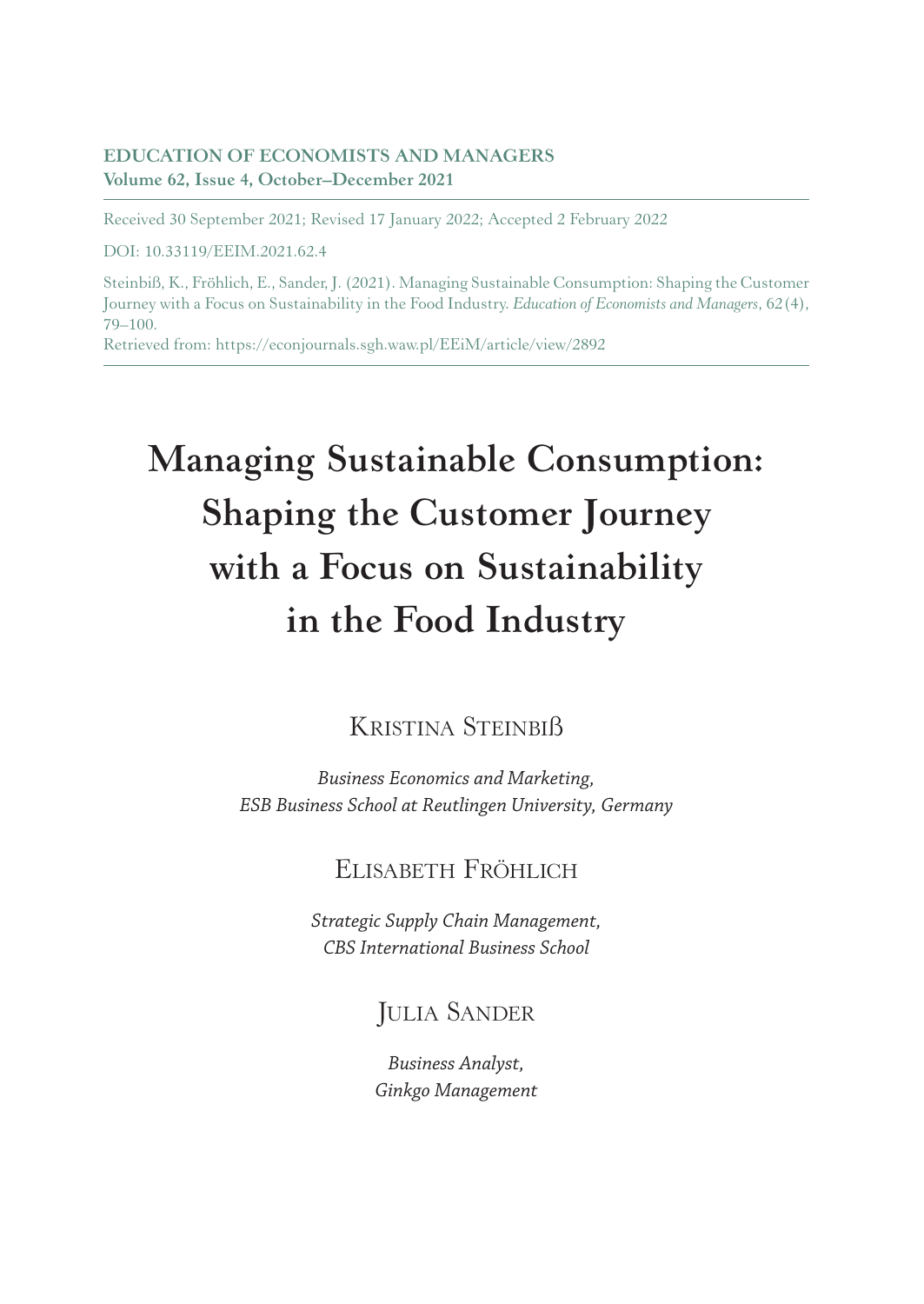**EDUCATION OF ECONOMISTS AND MANAGERS**
**Volume 62, Issue 4, October–December 2021**

Received 30 September 2021; Revised 17 January 2022; Accepted 2 February 2022

DOI: 10.33119/EEIM.2021.62.4

Steinbiß, K., Fröhlich, E., Sander, J. (2021). Managing Sustainable Consumption: Shaping the Customer Journey with a Focus on Sustainability in the Food Industry. *Education of Economists and Managers*, 62(4), 79–100.
Retrieved from: https://econjournals.sgh.waw.pl/EEiM/article/view/2892

# Managing Sustainable Consumption: Shaping the Customer Journey with a Focus on Sustainability in the Food Industry

KRISTINA STEINBIß

*Business Economics and Marketing, ESB Business School at Reutlingen University, Germany*

ELISABETH FRÖHLICH

*Strategic Supply Chain Management, CBS International Business School*

JULIA SANDER

*Business Analyst, Ginkgo Management*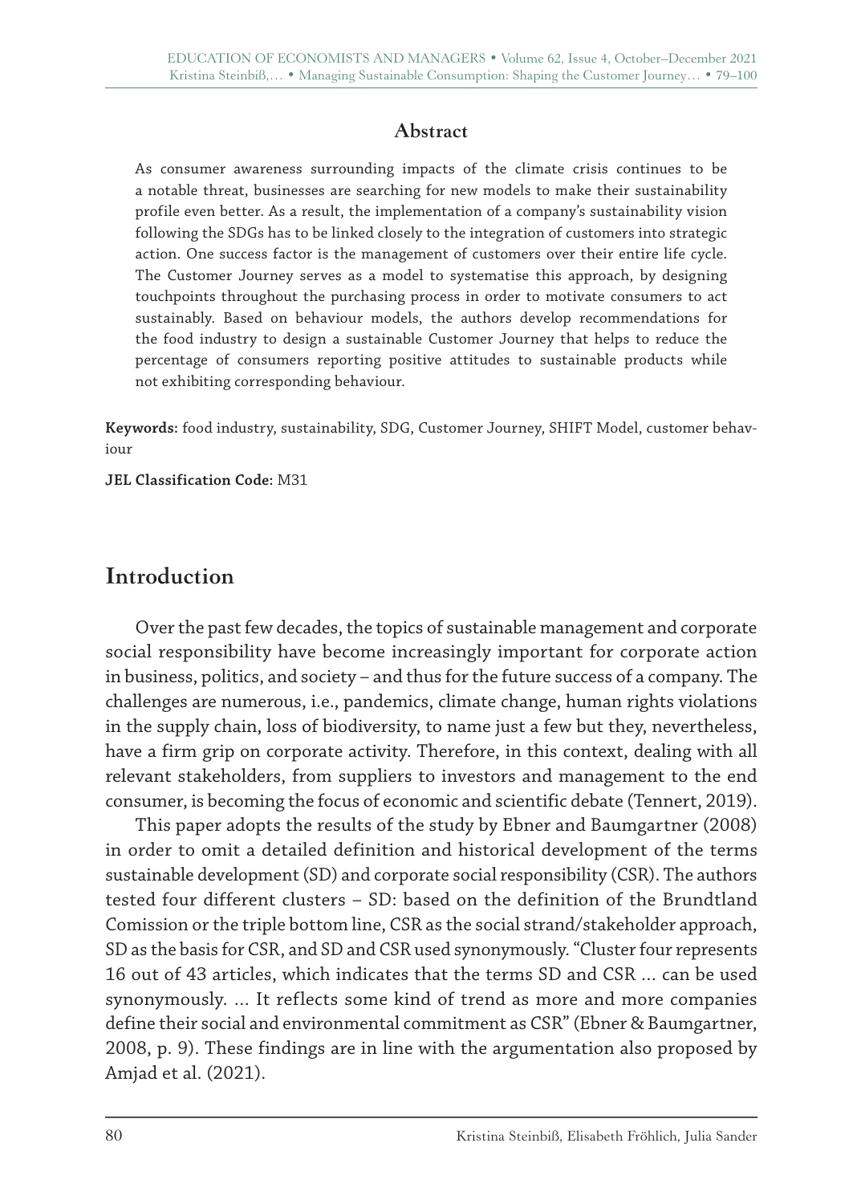## Abstract

As consumer awareness surrounding impacts of the climate crisis continues to be a notable threat, businesses are searching for new models to make their sustainability profile even better. As a result, the implementation of a company's sustainability vision following the SDGs has to be linked closely to the integration of customers into strategic action. One success factor is the management of customers over their entire life cycle. The Customer Journey serves as a model to systematise this approach, by designing touchpoints throughout the purchasing process in order to motivate consumers to act sustainably. Based on behaviour models, the authors develop recommendations for the food industry to design a sustainable Customer Journey that helps to reduce the percentage of consumers reporting positive attitudes to sustainable products while not exhibiting corresponding behaviour.

**Keywords:** food industry, sustainability, SDG, Customer Journey, SHIFT Model, customer behaviour

**JEL Classification Code:** M31

# Introduction

Over the past few decades, the topics of sustainable management and corporate social responsibility have become increasingly important for corporate action in business, politics, and society – and thus for the future success of a company. The challenges are numerous, i.e., pandemics, climate change, human rights violations in the supply chain, loss of biodiversity, to name just a few but they, nevertheless, have a firm grip on corporate activity. Therefore, in this context, dealing with all relevant stakeholders, from suppliers to investors and management to the end consumer, is becoming the focus of economic and scientific debate (Tennert, 2019).

This paper adopts the results of the study by Ebner and Baumgartner (2008) in order to omit a detailed definition and historical development of the terms sustainable development (SD) and corporate social responsibility (CSR). The authors tested four different clusters – SD: based on the definition of the Brundtland Comission or the triple bottom line, CSR as the social strand/stakeholder approach, SD as the basis for CSR, and SD and CSR used synonymously. "Cluster four represents 16 out of 43 articles, which indicates that the terms SD and CSR ... can be used synonymously. ... It reflects some kind of trend as more and more companies define their social and environmental commitment as CSR" (Ebner & Baumgartner, 2008, p. 9). These findings are in line with the argumentation also proposed by Amjad et al. (2021).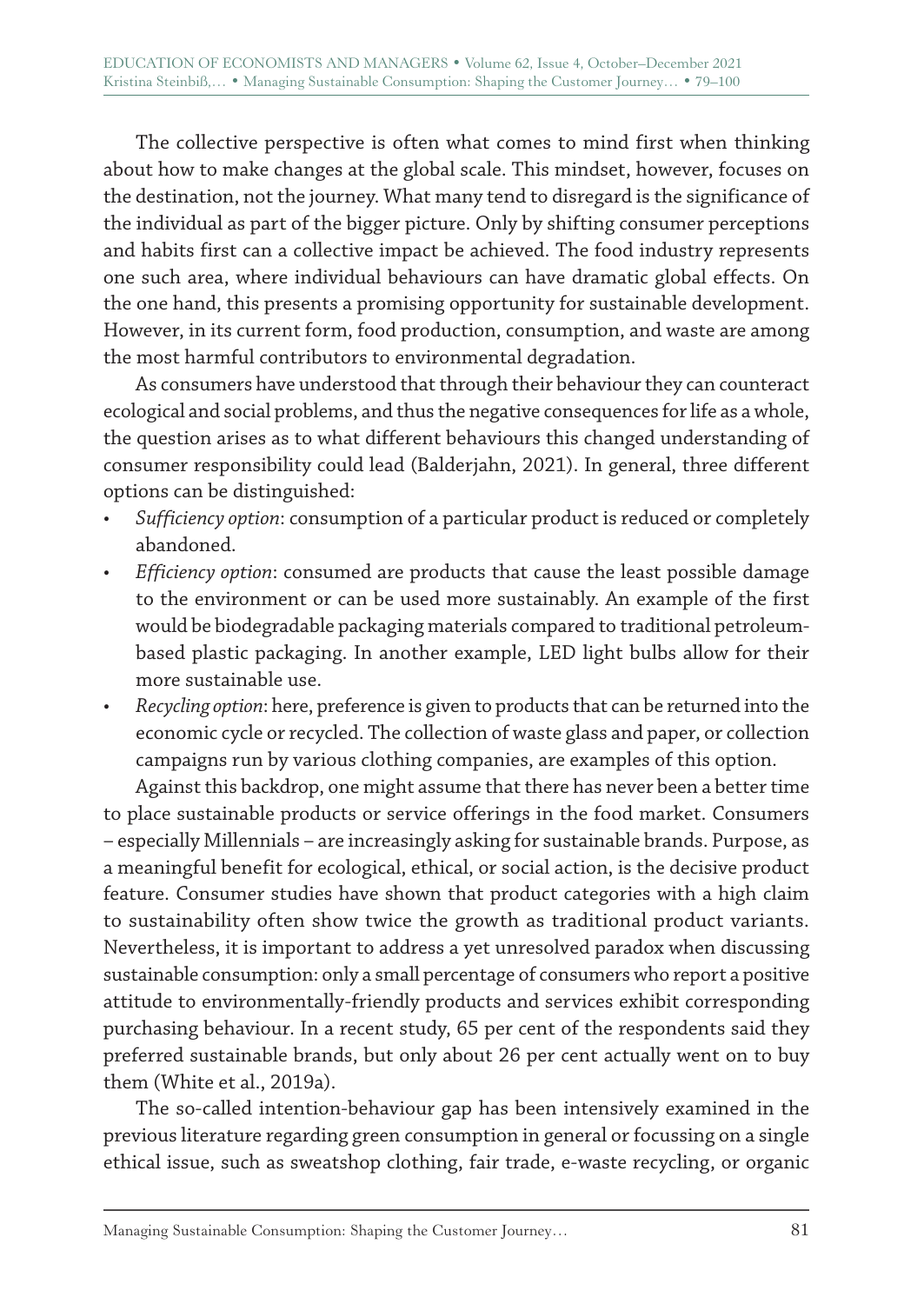The collective perspective is often what comes to mind first when thinking about how to make changes at the global scale. This mindset, however, focuses on the destination, not the journey. What many tend to disregard is the significance of the individual as part of the bigger picture. Only by shifting consumer perceptions and habits first can a collective impact be achieved. The food industry represents one such area, where individual behaviours can have dramatic global effects. On the one hand, this presents a promising opportunity for sustainable development. However, in its current form, food production, consumption, and waste are among the most harmful contributors to environmental degradation.

As consumers have understood that through their behaviour they can counteract ecological and social problems, and thus the negative consequences for life as a whole, the question arises as to what different behaviours this changed understanding of consumer responsibility could lead (Balderjahn, 2021). In general, three different options can be distinguished:

- *Sufficiency option*: consumption of a particular product is reduced or completely abandoned.
- *Efficiency option*: consumed are products that cause the least possible damage to the environment or can be used more sustainably. An example of the first would be biodegradable packaging materials compared to traditional petroleum-based plastic packaging. In another example, LED light bulbs allow for their more sustainable use.
- *Recycling option*: here, preference is given to products that can be returned into the economic cycle or recycled. The collection of waste glass and paper, or collection campaigns run by various clothing companies, are examples of this option.

Against this backdrop, one might assume that there has never been a better time to place sustainable products or service offerings in the food market. Consumers – especially Millennials – are increasingly asking for sustainable brands. Purpose, as a meaningful benefit for ecological, ethical, or social action, is the decisive product feature. Consumer studies have shown that product categories with a high claim to sustainability often show twice the growth as traditional product variants. Nevertheless, it is important to address a yet unresolved paradox when discussing sustainable consumption: only a small percentage of consumers who report a positive attitude to environmentally-friendly products and services exhibit corresponding purchasing behaviour. In a recent study, 65 per cent of the respondents said they preferred sustainable brands, but only about 26 per cent actually went on to buy them (White et al., 2019a).

The so-called intention-behaviour gap has been intensively examined in the previous literature regarding green consumption in general or focussing on a single ethical issue, such as sweatshop clothing, fair trade, e-waste recycling, or organic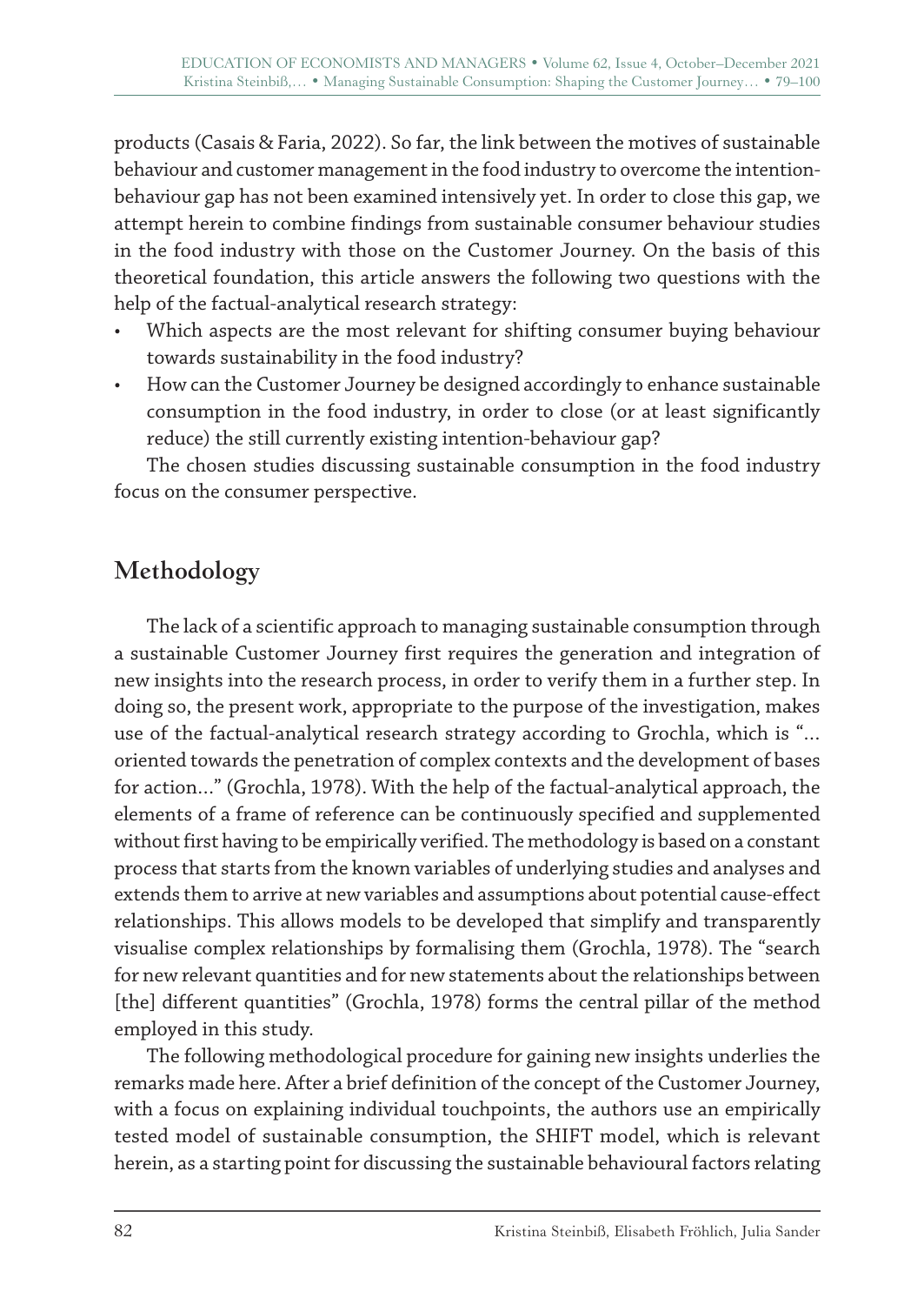products (Casais & Faria, 2022). So far, the link between the motives of sustainable behaviour and customer management in the food industry to overcome the intention-behaviour gap has not been examined intensively yet. In order to close this gap, we attempt herein to combine findings from sustainable consumer behaviour studies in the food industry with those on the Customer Journey. On the basis of this theoretical foundation, this article answers the following two questions with the help of the factual-analytical research strategy:

- Which aspects are the most relevant for shifting consumer buying behaviour towards sustainability in the food industry?
- How can the Customer Journey be designed accordingly to enhance sustainable consumption in the food industry, in order to close (or at least significantly reduce) the still currently existing intention-behaviour gap?

The chosen studies discussing sustainable consumption in the food industry focus on the consumer perspective.

## Methodology

The lack of a scientific approach to managing sustainable consumption through a sustainable Customer Journey first requires the generation and integration of new insights into the research process, in order to verify them in a further step. In doing so, the present work, appropriate to the purpose of the investigation, makes use of the factual-analytical research strategy according to Grochla, which is "… oriented towards the penetration of complex contexts and the development of bases for action…" (Grochla, 1978). With the help of the factual-analytical approach, the elements of a frame of reference can be continuously specified and supplemented without first having to be empirically verified. The methodology is based on a constant process that starts from the known variables of underlying studies and analyses and extends them to arrive at new variables and assumptions about potential cause-effect relationships. This allows models to be developed that simplify and transparently visualise complex relationships by formalising them (Grochla, 1978). The "search for new relevant quantities and for new statements about the relationships between [the] different quantities" (Grochla, 1978) forms the central pillar of the method employed in this study.

The following methodological procedure for gaining new insights underlies the remarks made here. After a brief definition of the concept of the Customer Journey, with a focus on explaining individual touchpoints, the authors use an empirically tested model of sustainable consumption, the SHIFT model, which is relevant herein, as a starting point for discussing the sustainable behavioural factors relating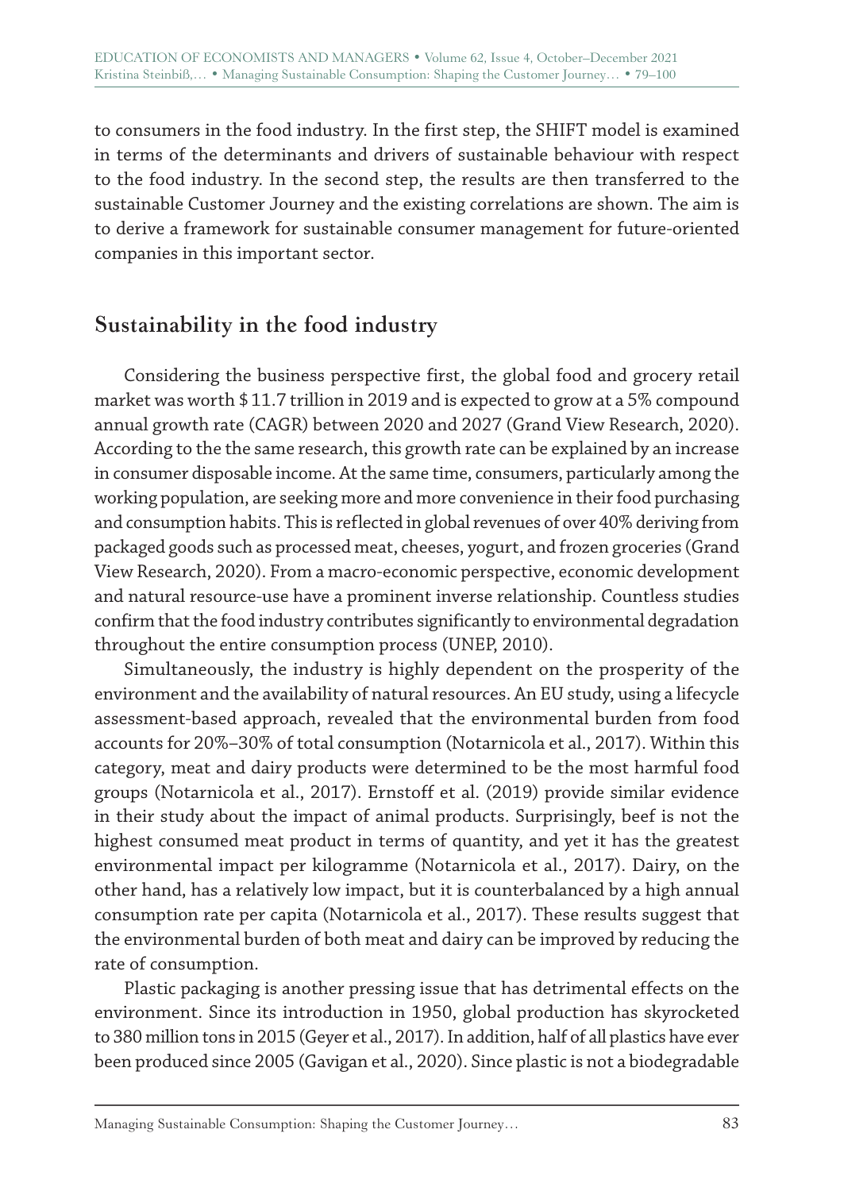to consumers in the food industry. In the first step, the SHIFT model is examined in terms of the determinants and drivers of sustainable behaviour with respect to the food industry. In the second step, the results are then transferred to the sustainable Customer Journey and the existing correlations are shown. The aim is to derive a framework for sustainable consumer management for future-oriented companies in this important sector.

## Sustainability in the food industry

Considering the business perspective first, the global food and grocery retail market was worth $ 11.7 trillion in 2019 and is expected to grow at a 5% compound annual growth rate (CAGR) between 2020 and 2027 (Grand View Research, 2020). According to the the same research, this growth rate can be explained by an increase in consumer disposable income. At the same time, consumers, particularly among the working population, are seeking more and more convenience in their food purchasing and consumption habits. This is reflected in global revenues of over 40% deriving from packaged goods such as processed meat, cheeses, yogurt, and frozen groceries (Grand View Research, 2020). From a macro-economic perspective, economic development and natural resource-use have a prominent inverse relationship. Countless studies confirm that the food industry contributes significantly to environmental degradation throughout the entire consumption process (UNEP, 2010).

Simultaneously, the industry is highly dependent on the prosperity of the environment and the availability of natural resources. An EU study, using a lifecycle assessment-based approach, revealed that the environmental burden from food accounts for 20%–30% of total consumption (Notarnicola et al., 2017). Within this category, meat and dairy products were determined to be the most harmful food groups (Notarnicola et al., 2017). Ernstoff et al. (2019) provide similar evidence in their study about the impact of animal products. Surprisingly, beef is not the highest consumed meat product in terms of quantity, and yet it has the greatest environmental impact per kilogramme (Notarnicola et al., 2017). Dairy, on the other hand, has a relatively low impact, but it is counterbalanced by a high annual consumption rate per capita (Notarnicola et al., 2017). These results suggest that the environmental burden of both meat and dairy can be improved by reducing the rate of consumption.

Plastic packaging is another pressing issue that has detrimental effects on the environment. Since its introduction in 1950, global production has skyrocketed to 380 million tons in 2015 (Geyer et al., 2017). In addition, half of all plastics have ever been produced since 2005 (Gavigan et al., 2020). Since plastic is not a biodegradable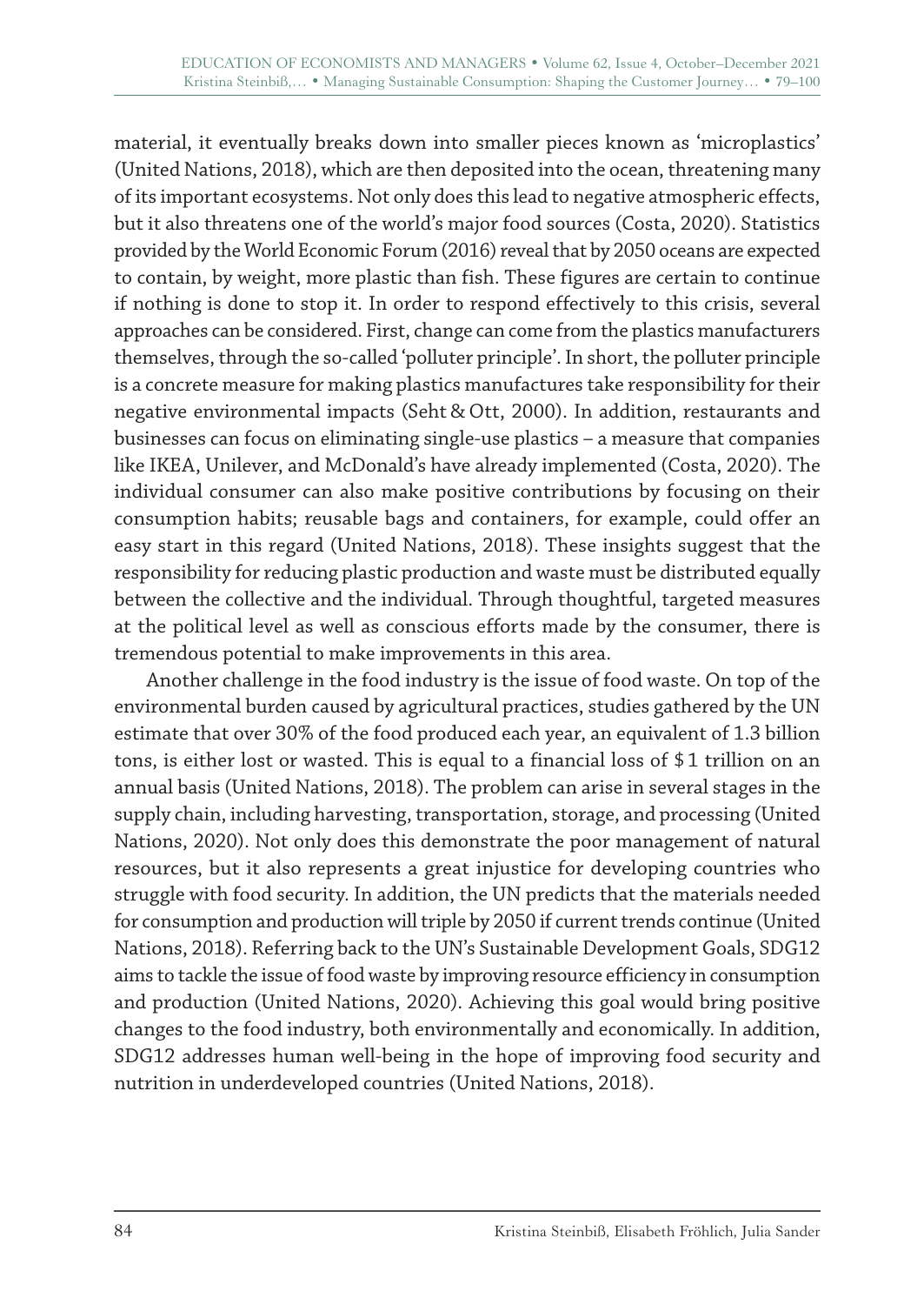material, it eventually breaks down into smaller pieces known as 'microplastics' (United Nations, 2018), which are then deposited into the ocean, threatening many of its important ecosystems. Not only does this lead to negative atmospheric effects, but it also threatens one of the world's major food sources (Costa, 2020). Statistics provided by the World Economic Forum (2016) reveal that by 2050 oceans are expected to contain, by weight, more plastic than fish. These figures are certain to continue if nothing is done to stop it. In order to respond effectively to this crisis, several approaches can be considered. First, change can come from the plastics manufacturers themselves, through the so-called 'polluter principle'. In short, the polluter principle is a concrete measure for making plastics manufactures take responsibility for their negative environmental impacts (Seht & Ott, 2000). In addition, restaurants and businesses can focus on eliminating single-use plastics – a measure that companies like IKEA, Unilever, and McDonald's have already implemented (Costa, 2020). The individual consumer can also make positive contributions by focusing on their consumption habits; reusable bags and containers, for example, could offer an easy start in this regard (United Nations, 2018). These insights suggest that the responsibility for reducing plastic production and waste must be distributed equally between the collective and the individual. Through thoughtful, targeted measures at the political level as well as conscious efforts made by the consumer, there is tremendous potential to make improvements in this area.

Another challenge in the food industry is the issue of food waste. On top of the environmental burden caused by agricultural practices, studies gathered by the UN estimate that over 30% of the food produced each year, an equivalent of 1.3 billion tons, is either lost or wasted. This is equal to a financial loss of $ 1 trillion on an annual basis (United Nations, 2018). The problem can arise in several stages in the supply chain, including harvesting, transportation, storage, and processing (United Nations, 2020). Not only does this demonstrate the poor management of natural resources, but it also represents a great injustice for developing countries who struggle with food security. In addition, the UN predicts that the materials needed for consumption and production will triple by 2050 if current trends continue (United Nations, 2018). Referring back to the UN's Sustainable Development Goals, SDG12 aims to tackle the issue of food waste by improving resource efficiency in consumption and production (United Nations, 2020). Achieving this goal would bring positive changes to the food industry, both environmentally and economically. In addition, SDG12 addresses human well-being in the hope of improving food security and nutrition in underdeveloped countries (United Nations, 2018).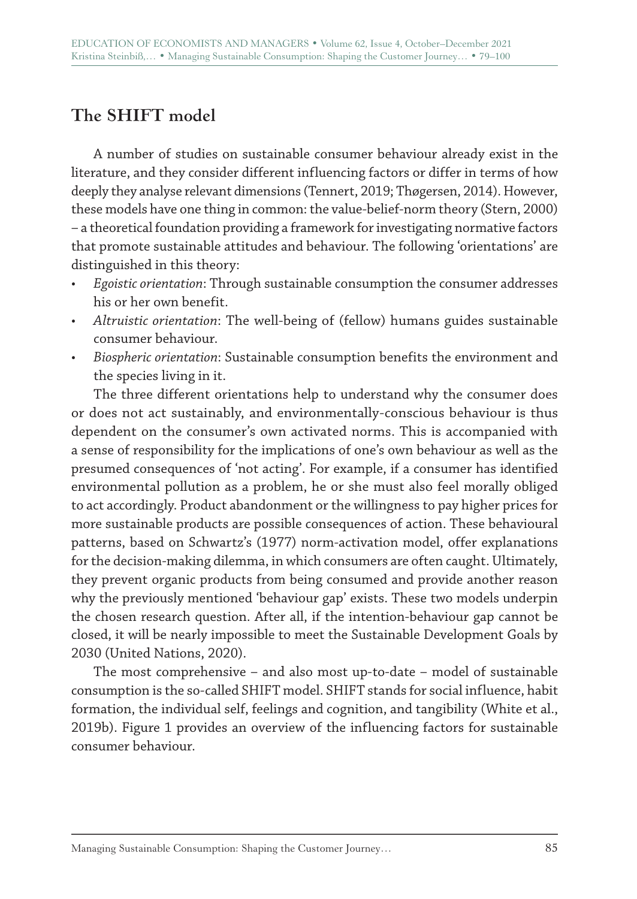## The SHIFT model

A number of studies on sustainable consumer behaviour already exist in the literature, and they consider different influencing factors or differ in terms of how deeply they analyse relevant dimensions (Tennert, 2019; Thøgersen, 2014). However, these models have one thing in common: the value-belief-norm theory (Stern, 2000) – a theoretical foundation providing a framework for investigating normative factors that promote sustainable attitudes and behaviour. The following 'orientations' are distinguished in this theory:

- *Egoistic orientation*: Through sustainable consumption the consumer addresses his or her own benefit.
- *Altruistic orientation*: The well-being of (fellow) humans guides sustainable consumer behaviour.
- *Biospheric orientation*: Sustainable consumption benefits the environment and the species living in it.

The three different orientations help to understand why the consumer does or does not act sustainably, and environmentally-conscious behaviour is thus dependent on the consumer's own activated norms. This is accompanied with a sense of responsibility for the implications of one's own behaviour as well as the presumed consequences of 'not acting'. For example, if a consumer has identified environmental pollution as a problem, he or she must also feel morally obliged to act accordingly. Product abandonment or the willingness to pay higher prices for more sustainable products are possible consequences of action. These behavioural patterns, based on Schwartz's (1977) norm-activation model, offer explanations for the decision-making dilemma, in which consumers are often caught. Ultimately, they prevent organic products from being consumed and provide another reason why the previously mentioned 'behaviour gap' exists. These two models underpin the chosen research question. After all, if the intention-behaviour gap cannot be closed, it will be nearly impossible to meet the Sustainable Development Goals by 2030 (United Nations, 2020).

The most comprehensive – and also most up-to-date – model of sustainable consumption is the so-called SHIFT model. SHIFT stands for social influence, habit formation, the individual self, feelings and cognition, and tangibility (White et al., 2019b). Figure 1 provides an overview of the influencing factors for sustainable consumer behaviour.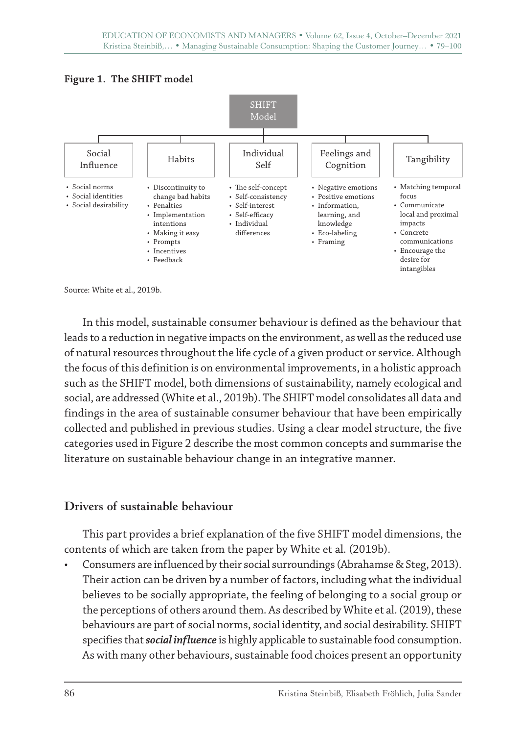**Figure 1. The SHIFT model**

SHIFT Model

- **Social Influence**
  - Social norms
  - Social identities
  - Social desirability
- **Habits**
  - Discontinuity to change bad habits
  - Penalties
  - Implementation intentions
  - Making it easy
  - Prompts
  - Incentives
  - Feedback
- **Individual Self**
  - The self-concept
  - Self-consistency
  - Self-interest
  - Self-efficacy
  - Individual differences
- **Feelings and Cognition**
  - Negative emotions
  - Positive emotions
  - Information, learning, and knowledge
  - Eco-labeling
  - Framing
- **Tangibility**
  - Matching temporal focus
  - Communicate local and proximal impacts
  - Concrete communications
  - Encourage the desire for intangibles

Source: White et al., 2019b.

In this model, sustainable consumer behaviour is defined as the behaviour that leads to a reduction in negative impacts on the environment, as well as the reduced use of natural resources throughout the life cycle of a given product or service. Although the focus of this definition is on environmental improvements, in a holistic approach such as the SHIFT model, both dimensions of sustainability, namely ecological and social, are addressed (White et al., 2019b). The SHIFT model consolidates all data and findings in the area of sustainable consumer behaviour that have been empirically collected and published in previous studies. Using a clear model structure, the five categories used in Figure 2 describe the most common concepts and summarise the literature on sustainable behaviour change in an integrative manner.

## Drivers of sustainable behaviour

This part provides a brief explanation of the five SHIFT model dimensions, the contents of which are taken from the paper by White et al. (2019b).

- Consumers are influenced by their social surroundings (Abrahamse & Steg, 2013). Their action can be driven by a number of factors, including what the individual believes to be socially appropriate, the feeling of belonging to a social group or the perceptions of others around them. As described by White et al. (2019), these behaviours are part of social norms, social identity, and social desirability. SHIFT specifies that ***social influence*** is highly applicable to sustainable food consumption. As with many other behaviours, sustainable food choices present an opportunity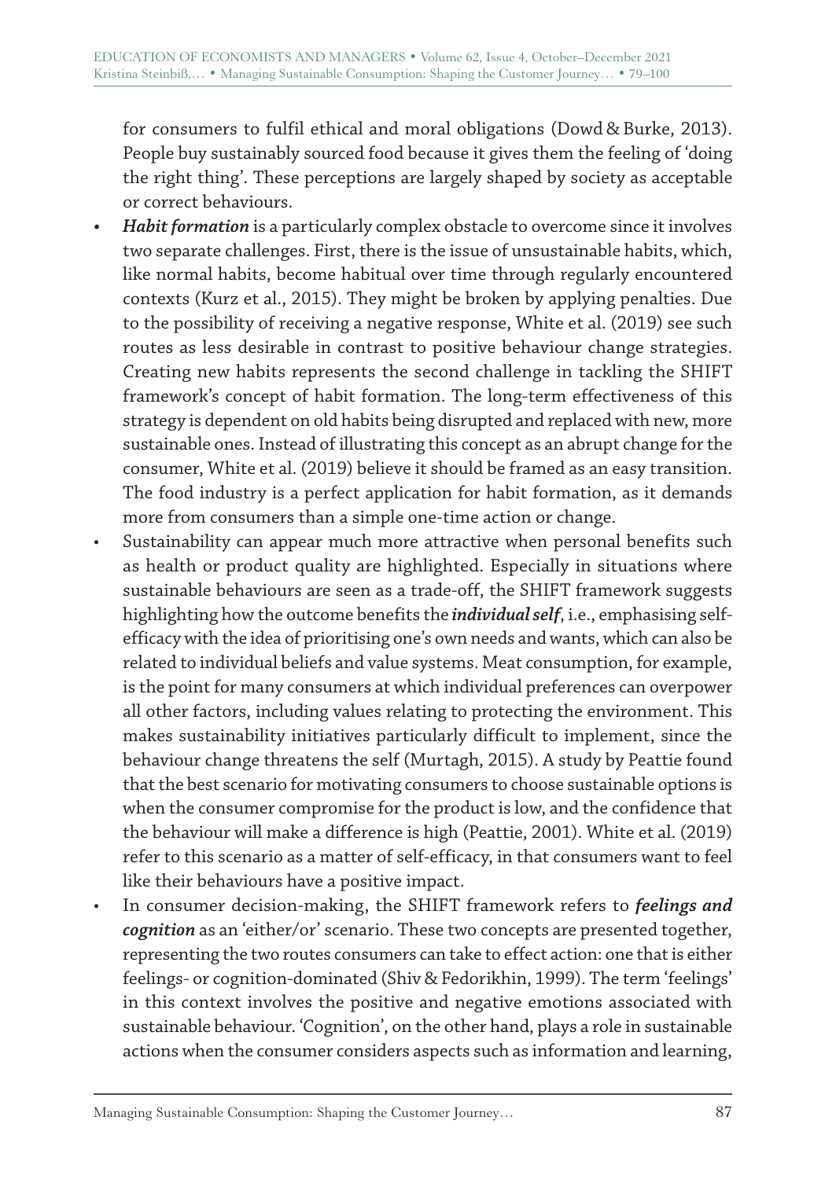for consumers to fulfil ethical and moral obligations (Dowd & Burke, 2013). People buy sustainably sourced food because it gives them the feeling of 'doing the right thing'. These perceptions are largely shaped by society as acceptable or correct behaviours.

- ***Habit formation*** is a particularly complex obstacle to overcome since it involves two separate challenges. First, there is the issue of unsustainable habits, which, like normal habits, become habitual over time through regularly encountered contexts (Kurz et al., 2015). They might be broken by applying penalties. Due to the possibility of receiving a negative response, White et al. (2019) see such routes as less desirable in contrast to positive behaviour change strategies. Creating new habits represents the second challenge in tackling the SHIFT framework's concept of habit formation. The long-term effectiveness of this strategy is dependent on old habits being disrupted and replaced with new, more sustainable ones. Instead of illustrating this concept as an abrupt change for the consumer, White et al. (2019) believe it should be framed as an easy transition. The food industry is a perfect application for habit formation, as it demands more from consumers than a simple one-time action or change.
- Sustainability can appear much more attractive when personal benefits such as health or product quality are highlighted. Especially in situations where sustainable behaviours are seen as a trade-off, the SHIFT framework suggests highlighting how the outcome benefits the ***individual self***, i.e., emphasising self-efficacy with the idea of prioritising one's own needs and wants, which can also be related to individual beliefs and value systems. Meat consumption, for example, is the point for many consumers at which individual preferences can overpower all other factors, including values relating to protecting the environment. This makes sustainability initiatives particularly difficult to implement, since the behaviour change threatens the self (Murtagh, 2015). A study by Peattie found that the best scenario for motivating consumers to choose sustainable options is when the consumer compromise for the product is low, and the confidence that the behaviour will make a difference is high (Peattie, 2001). White et al. (2019) refer to this scenario as a matter of self-efficacy, in that consumers want to feel like their behaviours have a positive impact.
- In consumer decision-making, the SHIFT framework refers to ***feelings and cognition*** as an 'either/or' scenario. These two concepts are presented together, representing the two routes consumers can take to effect action: one that is either feelings- or cognition-dominated (Shiv & Fedorikhin, 1999). The term 'feelings' in this context involves the positive and negative emotions associated with sustainable behaviour. 'Cognition', on the other hand, plays a role in sustainable actions when the consumer considers aspects such as information and learning,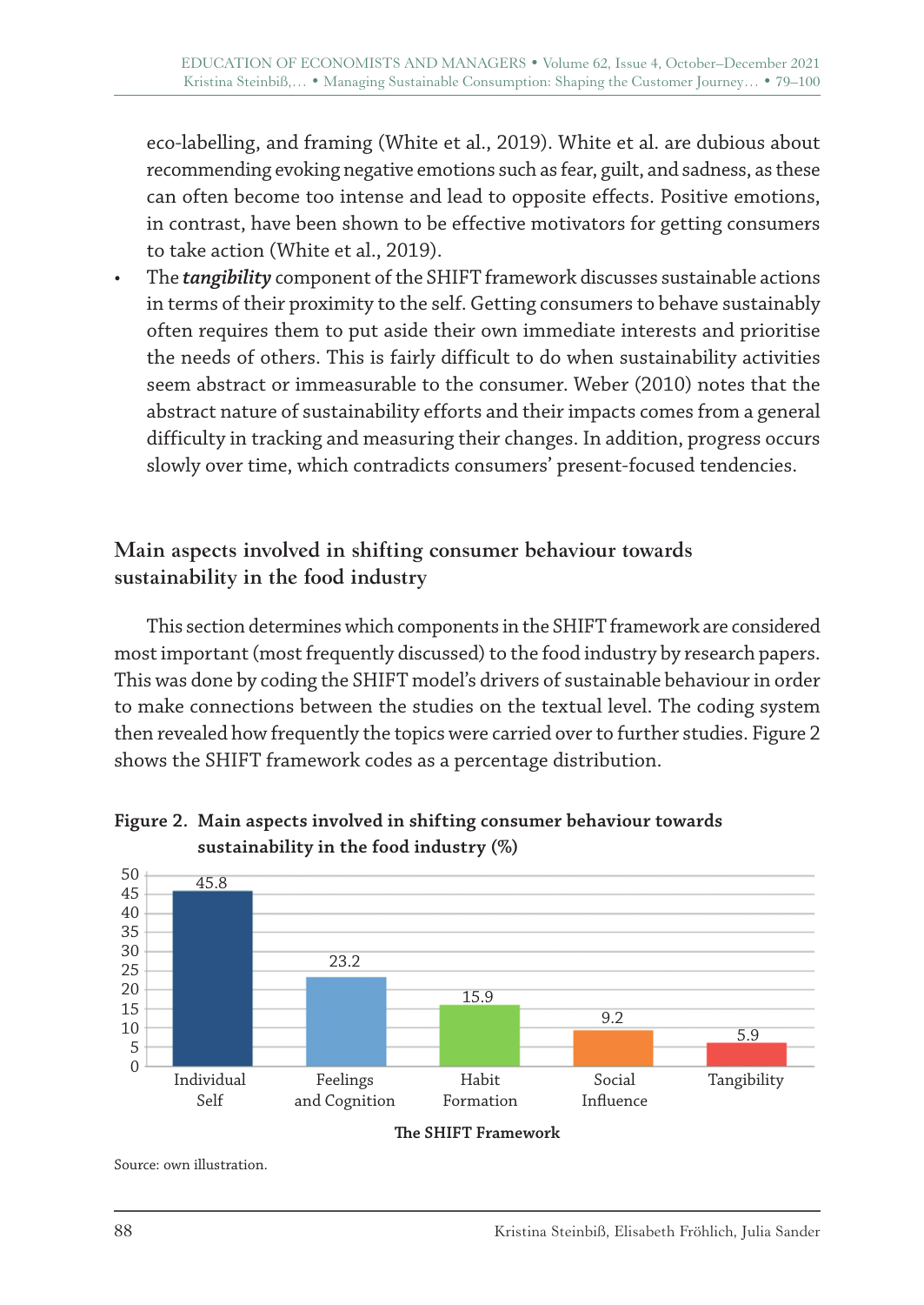eco-labelling, and framing (White et al., 2019). White et al. are dubious about recommending evoking negative emotions such as fear, guilt, and sadness, as these can often become too intense and lead to opposite effects. Positive emotions, in contrast, have been shown to be effective motivators for getting consumers to take action (White et al., 2019).

- The ***tangibility*** component of the SHIFT framework discusses sustainable actions in terms of their proximity to the self. Getting consumers to behave sustainably often requires them to put aside their own immediate interests and prioritise the needs of others. This is fairly difficult to do when sustainability activities seem abstract or immeasurable to the consumer. Weber (2010) notes that the abstract nature of sustainability efforts and their impacts comes from a general difficulty in tracking and measuring their changes. In addition, progress occurs slowly over time, which contradicts consumers' present-focused tendencies.

## Main aspects involved in shifting consumer behaviour towards sustainability in the food industry

This section determines which components in the SHIFT framework are considered most important (most frequently discussed) to the food industry by research papers. This was done by coding the SHIFT model's drivers of sustainable behaviour in order to make connections between the studies on the textual level. The coding system then revealed how frequently the topics were carried over to further studies. Figure 2 shows the SHIFT framework codes as a percentage distribution.

**Figure 2. Main aspects involved in shifting consumer behaviour towards sustainability in the food industry (%)**

| The SHIFT Framework | % |
|---|---|
| Individual Self | 45.8 |
| Feelings and Cognition | 23.2 |
| Habit Formation | 15.9 |
| Social Influence | 9.2 |
| Tangibility | 5.9 |

Source: own illustration.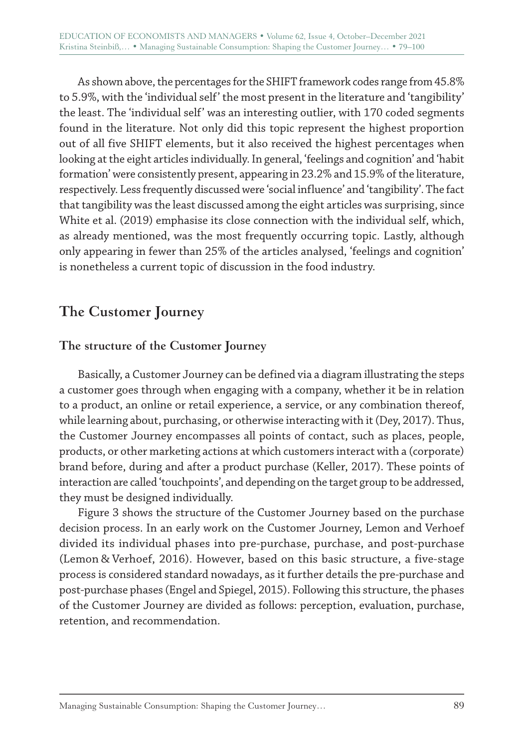As shown above, the percentages for the SHIFT framework codes range from 45.8% to 5.9%, with the 'individual self' the most present in the literature and 'tangibility' the least. The 'individual self' was an interesting outlier, with 170 coded segments found in the literature. Not only did this topic represent the highest proportion out of all five SHIFT elements, but it also received the highest percentages when looking at the eight articles individually. In general, 'feelings and cognition' and 'habit formation' were consistently present, appearing in 23.2% and 15.9% of the literature, respectively. Less frequently discussed were 'social influence' and 'tangibility'. The fact that tangibility was the least discussed among the eight articles was surprising, since White et al. (2019) emphasise its close connection with the individual self, which, as already mentioned, was the most frequently occurring topic. Lastly, although only appearing in fewer than 25% of the articles analysed, 'feelings and cognition' is nonetheless a current topic of discussion in the food industry.

## The Customer Journey

### The structure of the Customer Journey

Basically, a Customer Journey can be defined via a diagram illustrating the steps a customer goes through when engaging with a company, whether it be in relation to a product, an online or retail experience, a service, or any combination thereof, while learning about, purchasing, or otherwise interacting with it (Dey, 2017). Thus, the Customer Journey encompasses all points of contact, such as places, people, products, or other marketing actions at which customers interact with a (corporate) brand before, during and after a product purchase (Keller, 2017). These points of interaction are called 'touchpoints', and depending on the target group to be addressed, they must be designed individually.

Figure 3 shows the structure of the Customer Journey based on the purchase decision process. In an early work on the Customer Journey, Lemon and Verhoef divided its individual phases into pre-purchase, purchase, and post-purchase (Lemon & Verhoef, 2016). However, based on this basic structure, a five-stage process is considered standard nowadays, as it further details the pre-purchase and post-purchase phases (Engel and Spiegel, 2015). Following this structure, the phases of the Customer Journey are divided as follows: perception, evaluation, purchase, retention, and recommendation.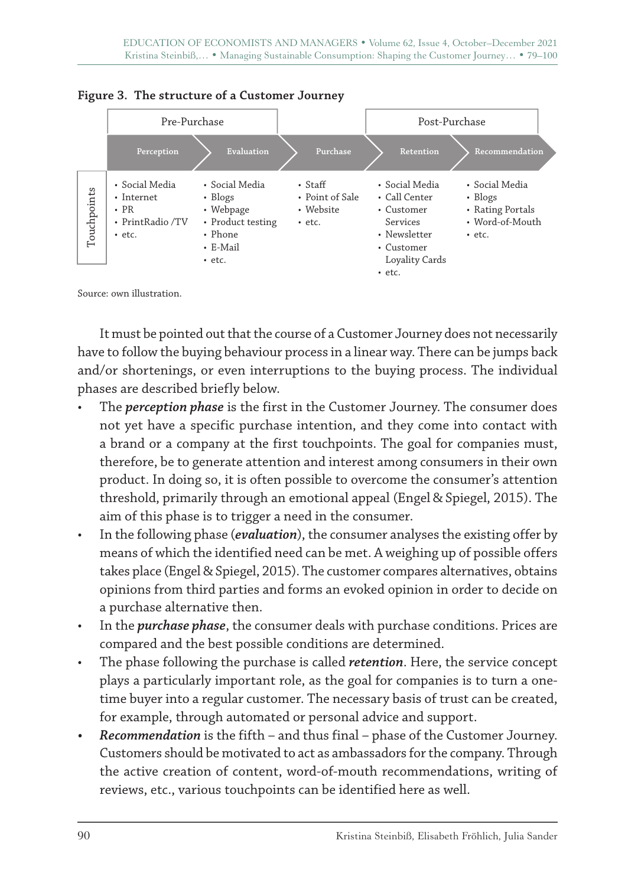**Figure 3. The structure of a Customer Journey**

| | Pre-Purchase | | | Post-Purchase | |
|---|---|---|---|---|---|
| | **Perception** | **Evaluation** | **Purchase** | **Retention** | **Recommendation** |
| Touchpoints | • Social Media<br>• Internet<br>• PR<br>• PrintRadio /TV<br>• etc. | • Social Media<br>• Blogs<br>• Webpage<br>• Product testing<br>• Phone<br>• E-Mail<br>• etc. | • Staff<br>• Point of Sale<br>• Website<br>• etc. | • Social Media<br>• Call Center<br>• Customer Services<br>• Newsletter<br>• Customer Loyality Cards<br>• etc. | • Social Media<br>• Blogs<br>• Rating Portals<br>• Word-of-Mouth<br>• etc. |

Source: own illustration.

It must be pointed out that the course of a Customer Journey does not necessarily have to follow the buying behaviour process in a linear way. There can be jumps back and/or shortenings, or even interruptions to the buying process. The individual phases are described briefly below.

- The ***perception phase*** is the first in the Customer Journey. The consumer does not yet have a specific purchase intention, and they come into contact with a brand or a company at the first touchpoints. The goal for companies must, therefore, be to generate attention and interest among consumers in their own product. In doing so, it is often possible to overcome the consumer's attention threshold, primarily through an emotional appeal (Engel & Spiegel, 2015). The aim of this phase is to trigger a need in the consumer.
- In the following phase (***evaluation***), the consumer analyses the existing offer by means of which the identified need can be met. A weighing up of possible offers takes place (Engel & Spiegel, 2015). The customer compares alternatives, obtains opinions from third parties and forms an evoked opinion in order to decide on a purchase alternative then.
- In the ***purchase phase***, the consumer deals with purchase conditions. Prices are compared and the best possible conditions are determined.
- The phase following the purchase is called ***retention***. Here, the service concept plays a particularly important role, as the goal for companies is to turn a one-time buyer into a regular customer. The necessary basis of trust can be created, for example, through automated or personal advice and support.
- ***Recommendation*** is the fifth – and thus final – phase of the Customer Journey. Customers should be motivated to act as ambassadors for the company. Through the active creation of content, word-of-mouth recommendations, writing of reviews, etc., various touchpoints can be identified here as well.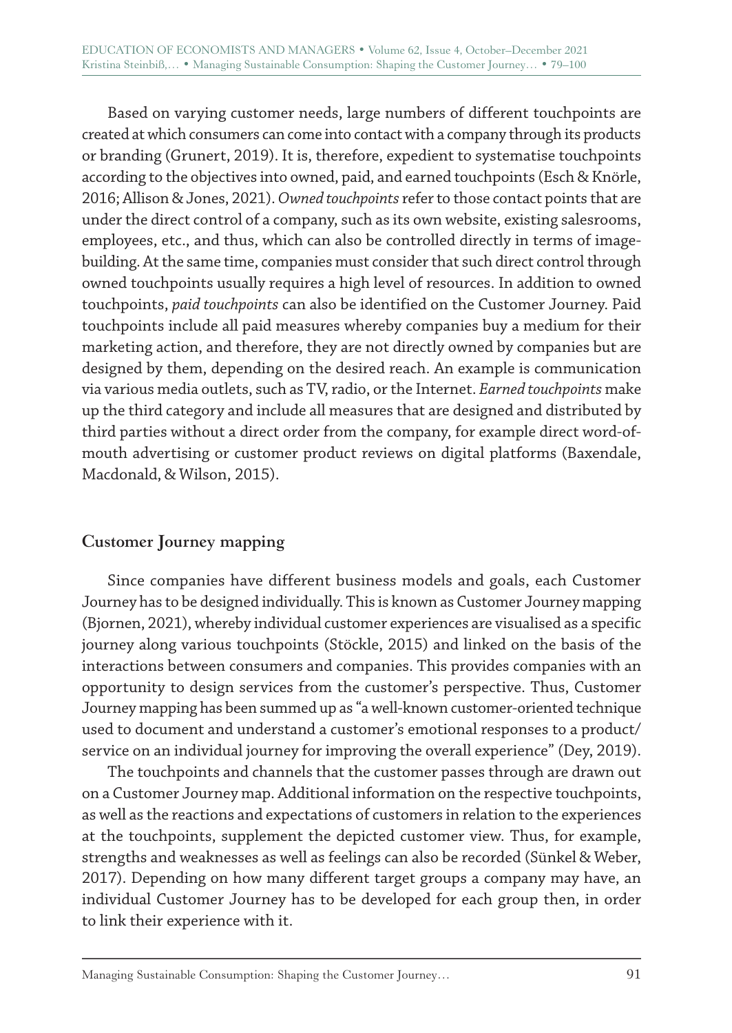Based on varying customer needs, large numbers of different touchpoints are created at which consumers can come into contact with a company through its products or branding (Grunert, 2019). It is, therefore, expedient to systematise touchpoints according to the objectives into owned, paid, and earned touchpoints (Esch & Knörle, 2016; Allison & Jones, 2021). *Owned touchpoints* refer to those contact points that are under the direct control of a company, such as its own website, existing salesrooms, employees, etc., and thus, which can also be controlled directly in terms of image-building. At the same time, companies must consider that such direct control through owned touchpoints usually requires a high level of resources. In addition to owned touchpoints, *paid touchpoints* can also be identified on the Customer Journey. Paid touchpoints include all paid measures whereby companies buy a medium for their marketing action, and therefore, they are not directly owned by companies but are designed by them, depending on the desired reach. An example is communication via various media outlets, such as TV, radio, or the Internet. *Earned touchpoints* make up the third category and include all measures that are designed and distributed by third parties without a direct order from the company, for example direct word-of-mouth advertising or customer product reviews on digital platforms (Baxendale, Macdonald, & Wilson, 2015).

## Customer Journey mapping

Since companies have different business models and goals, each Customer Journey has to be designed individually. This is known as Customer Journey mapping (Bjornen, 2021), whereby individual customer experiences are visualised as a specific journey along various touchpoints (Stöckle, 2015) and linked on the basis of the interactions between consumers and companies. This provides companies with an opportunity to design services from the customer's perspective. Thus, Customer Journey mapping has been summed up as "a well-known customer-oriented technique used to document and understand a customer's emotional responses to a product/service on an individual journey for improving the overall experience" (Dey, 2019).

The touchpoints and channels that the customer passes through are drawn out on a Customer Journey map. Additional information on the respective touchpoints, as well as the reactions and expectations of customers in relation to the experiences at the touchpoints, supplement the depicted customer view. Thus, for example, strengths and weaknesses as well as feelings can also be recorded (Sünkel & Weber, 2017). Depending on how many different target groups a company may have, an individual Customer Journey has to be developed for each group then, in order to link their experience with it.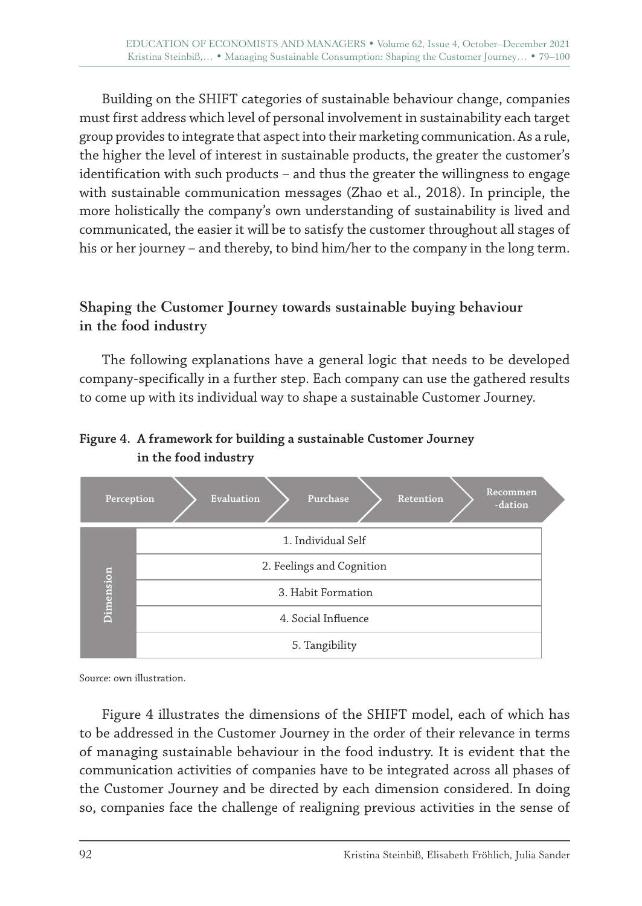Building on the SHIFT categories of sustainable behaviour change, companies must first address which level of personal involvement in sustainability each target group provides to integrate that aspect into their marketing communication. As a rule, the higher the level of interest in sustainable products, the greater the customer's identification with such products – and thus the greater the willingness to engage with sustainable communication messages (Zhao et al., 2018). In principle, the more holistically the company's own understanding of sustainability is lived and communicated, the easier it will be to satisfy the customer throughout all stages of his or her journey – and thereby, to bind him/her to the company in the long term.

## Shaping the Customer Journey towards sustainable buying behaviour in the food industry

The following explanations have a general logic that needs to be developed company-specifically in a further step. Each company can use the gathered results to come up with its individual way to shape a sustainable Customer Journey.

**Figure 4. A framework for building a sustainable Customer Journey in the food industry**

| | Perception | Evaluation | Purchase | Retention | Recommen-dation |
|---|---|---|---|---|---|
| Dimension | 1. Individual Self | | | | |
| | 2. Feelings and Cognition | | | | |
| | 3. Habit Formation | | | | |
| | 4. Social Influence | | | | |
| | 5. Tangibility | | | | |

Source: own illustration.

Figure 4 illustrates the dimensions of the SHIFT model, each of which has to be addressed in the Customer Journey in the order of their relevance in terms of managing sustainable behaviour in the food industry. It is evident that the communication activities of companies have to be integrated across all phases of the Customer Journey and be directed by each dimension considered. In doing so, companies face the challenge of realigning previous activities in the sense of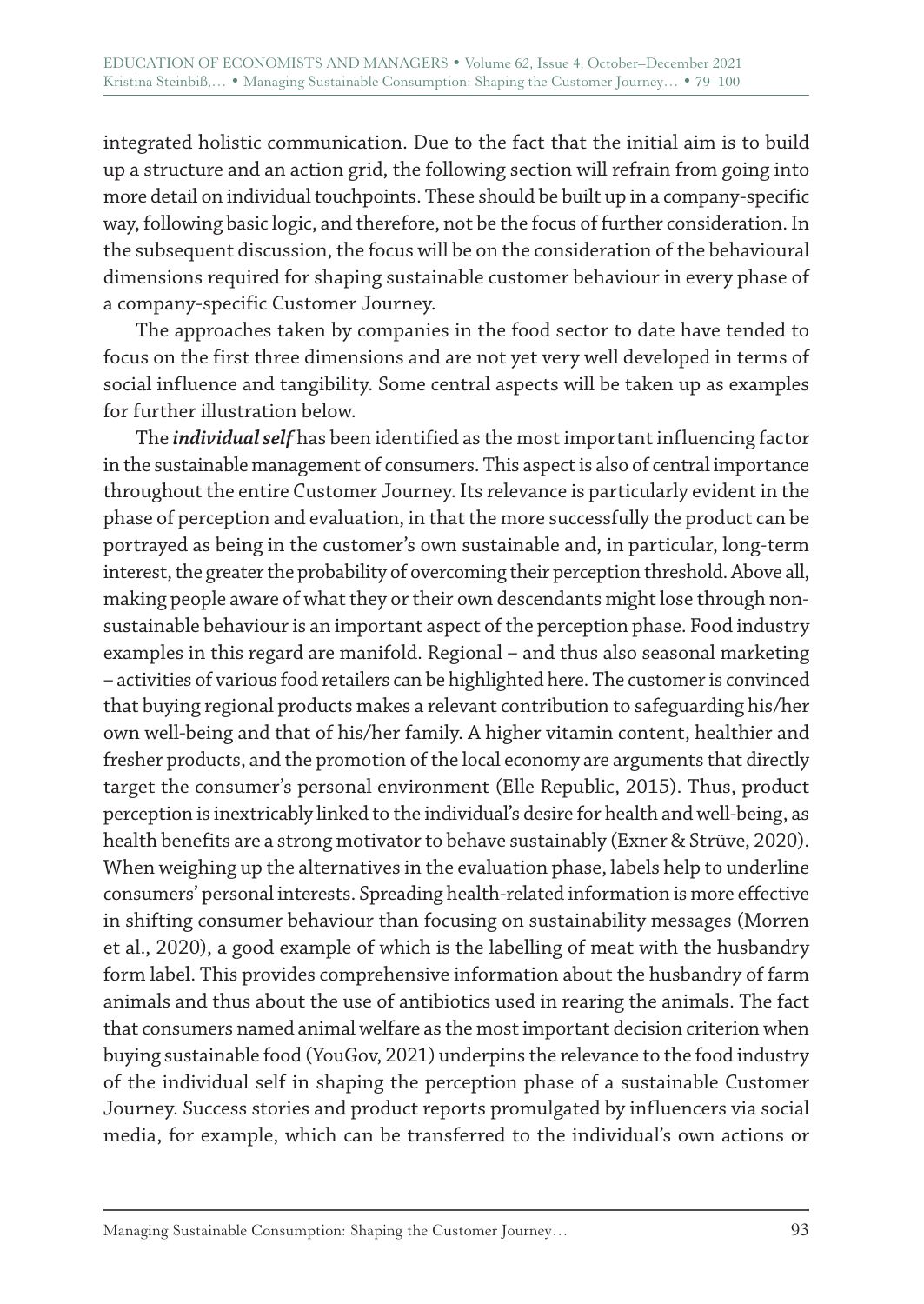integrated holistic communication. Due to the fact that the initial aim is to build up a structure and an action grid, the following section will refrain from going into more detail on individual touchpoints. These should be built up in a company-specific way, following basic logic, and therefore, not be the focus of further consideration. In the subsequent discussion, the focus will be on the consideration of the behavioural dimensions required for shaping sustainable customer behaviour in every phase of a company-specific Customer Journey.

The approaches taken by companies in the food sector to date have tended to focus on the first three dimensions and are not yet very well developed in terms of social influence and tangibility. Some central aspects will be taken up as examples for further illustration below.

The ***individual self*** has been identified as the most important influencing factor in the sustainable management of consumers. This aspect is also of central importance throughout the entire Customer Journey. Its relevance is particularly evident in the phase of perception and evaluation, in that the more successfully the product can be portrayed as being in the customer's own sustainable and, in particular, long-term interest, the greater the probability of overcoming their perception threshold. Above all, making people aware of what they or their own descendants might lose through non-sustainable behaviour is an important aspect of the perception phase. Food industry examples in this regard are manifold. Regional – and thus also seasonal marketing – activities of various food retailers can be highlighted here. The customer is convinced that buying regional products makes a relevant contribution to safeguarding his/her own well-being and that of his/her family. A higher vitamin content, healthier and fresher products, and the promotion of the local economy are arguments that directly target the consumer's personal environment (Elle Republic, 2015). Thus, product perception is inextricably linked to the individual's desire for health and well-being, as health benefits are a strong motivator to behave sustainably (Exner & Strüve, 2020). When weighing up the alternatives in the evaluation phase, labels help to underline consumers' personal interests. Spreading health-related information is more effective in shifting consumer behaviour than focusing on sustainability messages (Morren et al., 2020), a good example of which is the labelling of meat with the husbandry form label. This provides comprehensive information about the husbandry of farm animals and thus about the use of antibiotics used in rearing the animals. The fact that consumers named animal welfare as the most important decision criterion when buying sustainable food (YouGov, 2021) underpins the relevance to the food industry of the individual self in shaping the perception phase of a sustainable Customer Journey. Success stories and product reports promulgated by influencers via social media, for example, which can be transferred to the individual's own actions or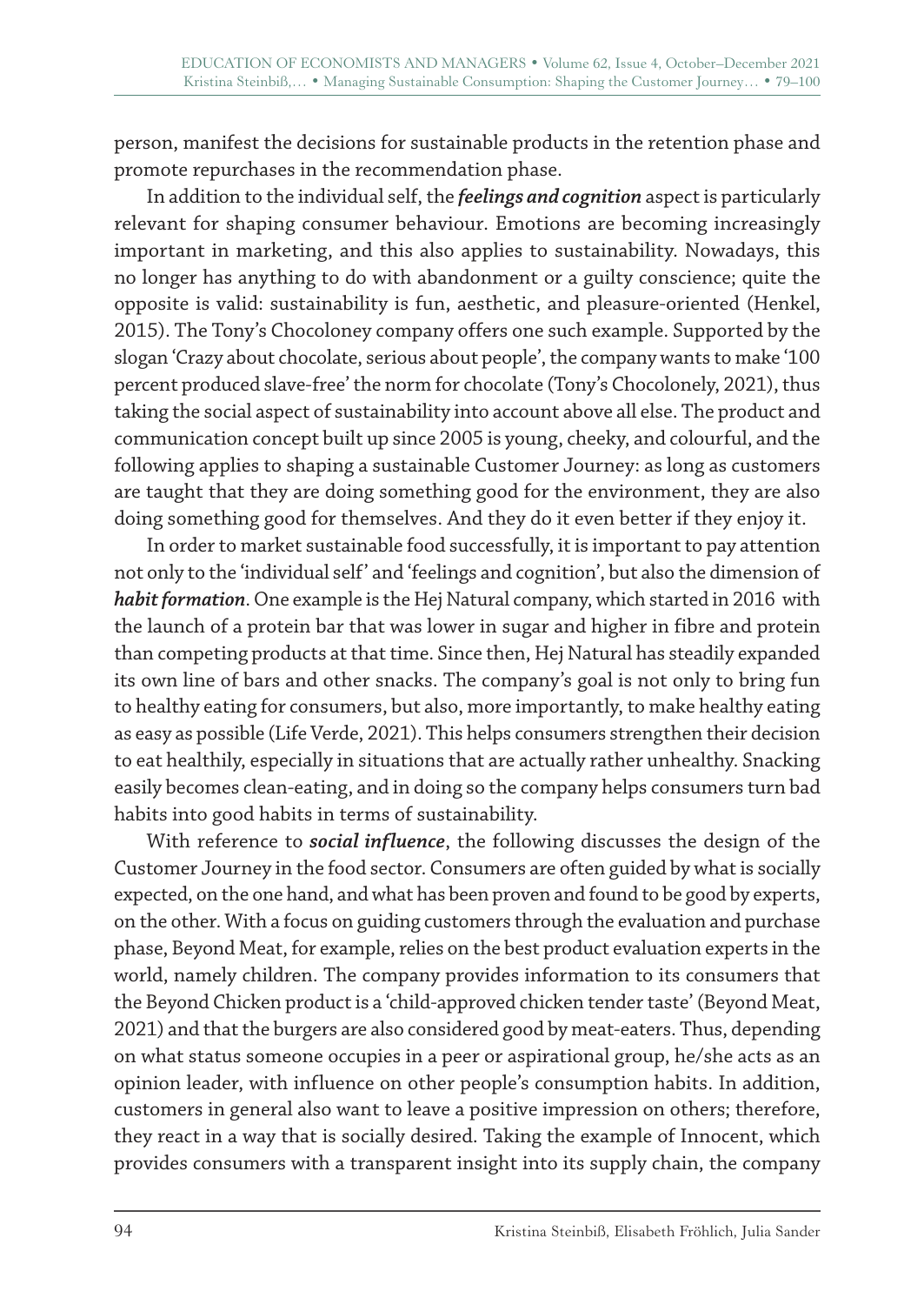person, manifest the decisions for sustainable products in the retention phase and promote repurchases in the recommendation phase.

In addition to the individual self, the ***feelings and cognition*** aspect is particularly relevant for shaping consumer behaviour. Emotions are becoming increasingly important in marketing, and this also applies to sustainability. Nowadays, this no longer has anything to do with abandonment or a guilty conscience; quite the opposite is valid: sustainability is fun, aesthetic, and pleasure-oriented (Henkel, 2015). The Tony's Chocoloney company offers one such example. Supported by the slogan 'Crazy about chocolate, serious about people', the company wants to make '100 percent produced slave-free' the norm for chocolate (Tony's Chocolonely, 2021), thus taking the social aspect of sustainability into account above all else. The product and communication concept built up since 2005 is young, cheeky, and colourful, and the following applies to shaping a sustainable Customer Journey: as long as customers are taught that they are doing something good for the environment, they are also doing something good for themselves. And they do it even better if they enjoy it.

In order to market sustainable food successfully, it is important to pay attention not only to the 'individual self' and 'feelings and cognition', but also the dimension of ***habit formation***. One example is the Hej Natural company, which started in 2016 with the launch of a protein bar that was lower in sugar and higher in fibre and protein than competing products at that time. Since then, Hej Natural has steadily expanded its own line of bars and other snacks. The company's goal is not only to bring fun to healthy eating for consumers, but also, more importantly, to make healthy eating as easy as possible (Life Verde, 2021). This helps consumers strengthen their decision to eat healthily, especially in situations that are actually rather unhealthy. Snacking easily becomes clean-eating, and in doing so the company helps consumers turn bad habits into good habits in terms of sustainability.

With reference to ***social influence***, the following discusses the design of the Customer Journey in the food sector. Consumers are often guided by what is socially expected, on the one hand, and what has been proven and found to be good by experts, on the other. With a focus on guiding customers through the evaluation and purchase phase, Beyond Meat, for example, relies on the best product evaluation experts in the world, namely children. The company provides information to its consumers that the Beyond Chicken product is a 'child-approved chicken tender taste' (Beyond Meat, 2021) and that the burgers are also considered good by meat-eaters. Thus, depending on what status someone occupies in a peer or aspirational group, he/she acts as an opinion leader, with influence on other people's consumption habits. In addition, customers in general also want to leave a positive impression on others; therefore, they react in a way that is socially desired. Taking the example of Innocent, which provides consumers with a transparent insight into its supply chain, the company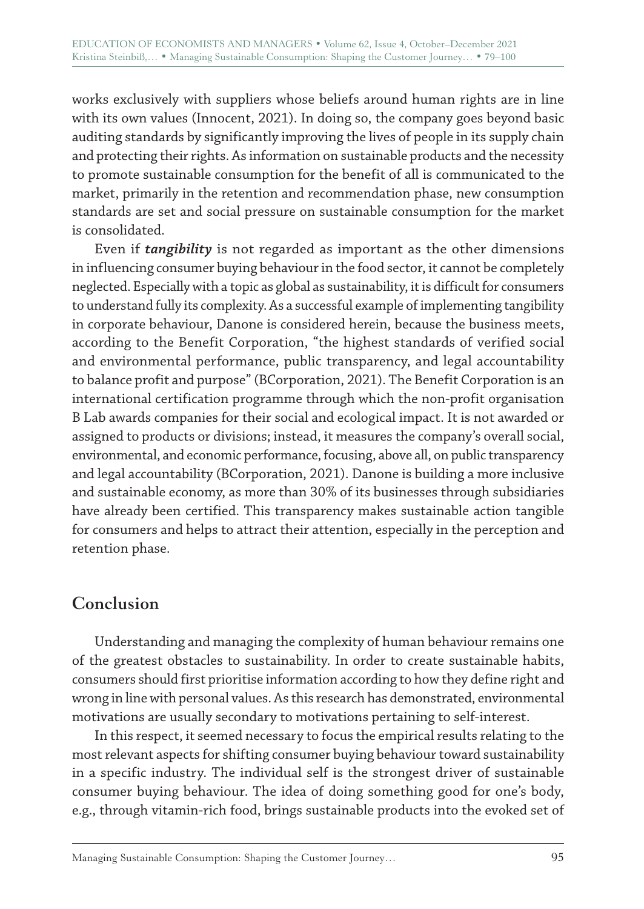works exclusively with suppliers whose beliefs around human rights are in line with its own values (Innocent, 2021). In doing so, the company goes beyond basic auditing standards by significantly improving the lives of people in its supply chain and protecting their rights. As information on sustainable products and the necessity to promote sustainable consumption for the benefit of all is communicated to the market, primarily in the retention and recommendation phase, new consumption standards are set and social pressure on sustainable consumption for the market is consolidated.

Even if ***tangibility*** is not regarded as important as the other dimensions in influencing consumer buying behaviour in the food sector, it cannot be completely neglected. Especially with a topic as global as sustainability, it is difficult for consumers to understand fully its complexity. As a successful example of implementing tangibility in corporate behaviour, Danone is considered herein, because the business meets, according to the Benefit Corporation, "the highest standards of verified social and environmental performance, public transparency, and legal accountability to balance profit and purpose" (BCorporation, 2021). The Benefit Corporation is an international certification programme through which the non-profit organisation B Lab awards companies for their social and ecological impact. It is not awarded or assigned to products or divisions; instead, it measures the company's overall social, environmental, and economic performance, focusing, above all, on public transparency and legal accountability (BCorporation, 2021). Danone is building a more inclusive and sustainable economy, as more than 30% of its businesses through subsidiaries have already been certified. This transparency makes sustainable action tangible for consumers and helps to attract their attention, especially in the perception and retention phase.

## Conclusion

Understanding and managing the complexity of human behaviour remains one of the greatest obstacles to sustainability. In order to create sustainable habits, consumers should first prioritise information according to how they define right and wrong in line with personal values. As this research has demonstrated, environmental motivations are usually secondary to motivations pertaining to self-interest.

In this respect, it seemed necessary to focus the empirical results relating to the most relevant aspects for shifting consumer buying behaviour toward sustainability in a specific industry. The individual self is the strongest driver of sustainable consumer buying behaviour. The idea of doing something good for one's body, e.g., through vitamin-rich food, brings sustainable products into the evoked set of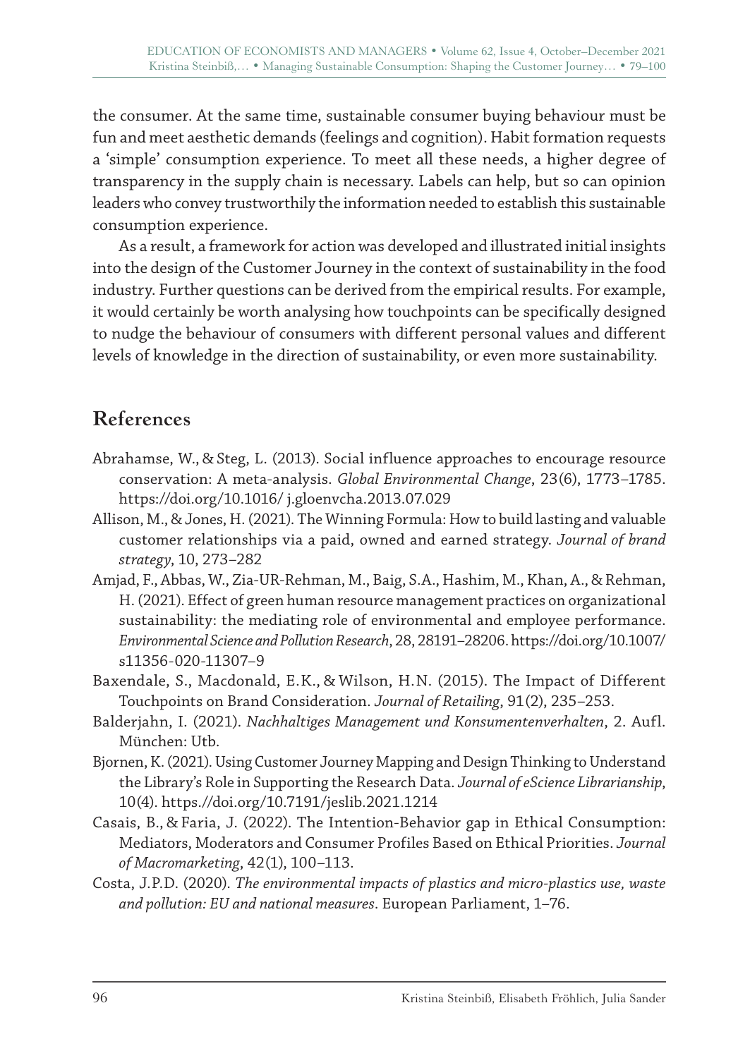the consumer. At the same time, sustainable consumer buying behaviour must be fun and meet aesthetic demands (feelings and cognition). Habit formation requests a 'simple' consumption experience. To meet all these needs, a higher degree of transparency in the supply chain is necessary. Labels can help, but so can opinion leaders who convey trustworthily the information needed to establish this sustainable consumption experience.

As a result, a framework for action was developed and illustrated initial insights into the design of the Customer Journey in the context of sustainability in the food industry. Further questions can be derived from the empirical results. For example, it would certainly be worth analysing how touchpoints can be specifically designed to nudge the behaviour of consumers with different personal values and different levels of knowledge in the direction of sustainability, or even more sustainability.

## References

Abrahamse, W., & Steg, L. (2013). Social influence approaches to encourage resource conservation: A meta-analysis. *Global Environmental Change*, 23(6), 1773–1785. https://doi.org/10.1016/ j.gloenvcha.2013.07.029

Allison, M., & Jones, H. (2021). The Winning Formula: How to build lasting and valuable customer relationships via a paid, owned and earned strategy. *Journal of brand strategy*, 10, 273–282

Amjad, F., Abbas, W., Zia-UR-Rehman, M., Baig, S.A., Hashim, M., Khan, A., & Rehman, H. (2021). Effect of green human resource management practices on organizational sustainability: the mediating role of environmental and employee performance. *Environmental Science and Pollution Research*, 28, 28191–28206. https://doi.org/10.1007/ s11356-020-11307–9

Baxendale, S., Macdonald, E.K., & Wilson, H.N. (2015). The Impact of Different Touchpoints on Brand Consideration. *Journal of Retailing*, 91(2), 235–253.

Balderjahn, I. (2021). *Nachhaltiges Management und Konsumentenverhalten*, 2. Aufl. München: Utb.

Bjornen, K. (2021). Using Customer Journey Mapping and Design Thinking to Understand the Library's Role in Supporting the Research Data. *Journal of eScience Librarianship*, 10(4). https://doi.org/10.7191/jeslib.2021.1214

Casais, B., & Faria, J. (2022). The Intention-Behavior gap in Ethical Consumption: Mediators, Moderators and Consumer Profiles Based on Ethical Priorities. *Journal of Macromarketing*, 42(1), 100–113.

Costa, J.P.D. (2020). *The environmental impacts of plastics and micro-plastics use, waste and pollution: EU and national measures*. European Parliament, 1–76.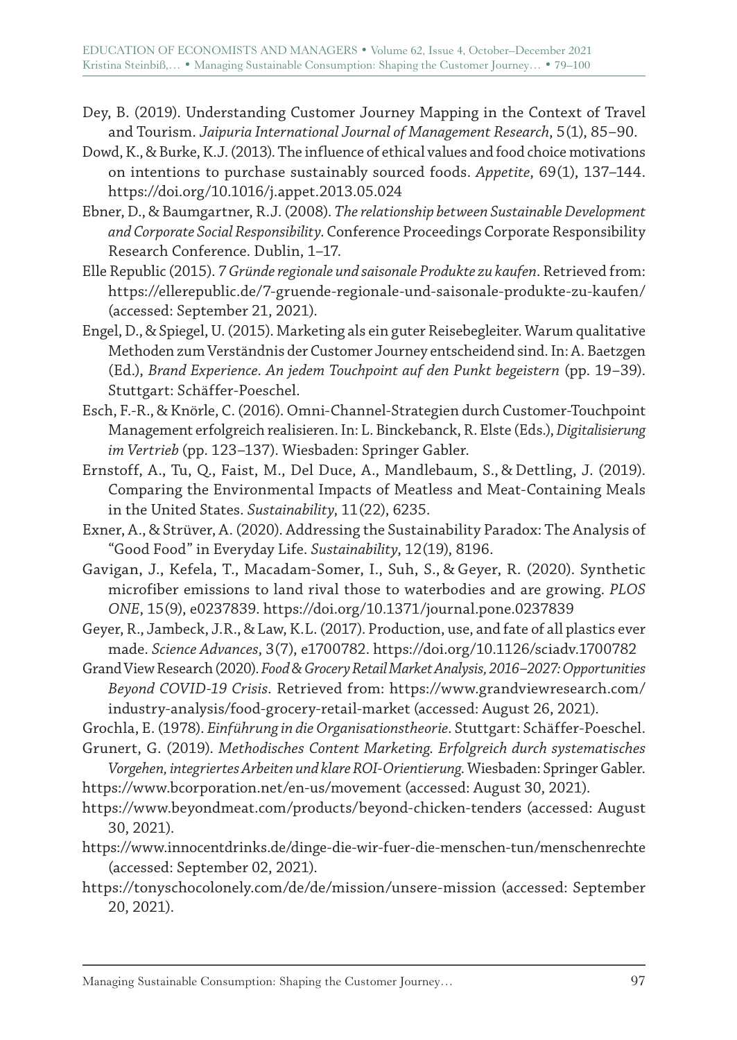Dey, B. (2019). Understanding Customer Journey Mapping in the Context of Travel and Tourism. *Jaipuria International Journal of Management Research*, 5(1), 85–90.

Dowd, K., & Burke, K.J. (2013). The influence of ethical values and food choice motivations on intentions to purchase sustainably sourced foods. *Appetite*, 69(1), 137–144. https://doi.org/10.1016/j.appet.2013.05.024

Ebner, D., & Baumgartner, R.J. (2008). *The relationship between Sustainable Development and Corporate Social Responsibility*. Conference Proceedings Corporate Responsibility Research Conference. Dublin, 1–17.

Elle Republic (2015). *7 Gründe regionale und saisonale Produkte zu kaufen*. Retrieved from: https://ellerepublic.de/7-gruende-regionale-und-saisonale-produkte-zu-kaufen/ (accessed: September 21, 2021).

Engel, D., & Spiegel, U. (2015). Marketing als ein guter Reisebegleiter. Warum qualitative Methoden zum Verständnis der Customer Journey entscheidend sind. In: A. Baetzgen (Ed.), *Brand Experience. An jedem Touchpoint auf den Punkt begeistern* (pp. 19–39). Stuttgart: Schäffer-Poeschel.

Esch, F.-R., & Knörle, C. (2016). Omni-Channel-Strategien durch Customer-Touchpoint Management erfolgreich realisieren. In: L. Binckebanck, R. Elste (Eds.), *Digitalisierung im Vertrieb* (pp. 123–137). Wiesbaden: Springer Gabler.

Ernstoff, A., Tu, Q., Faist, M., Del Duce, A., Mandlebaum, S., & Dettling, J. (2019). Comparing the Environmental Impacts of Meatless and Meat-Containing Meals in the United States. *Sustainability*, 11(22), 6235.

Exner, A., & Strüver, A. (2020). Addressing the Sustainability Paradox: The Analysis of "Good Food" in Everyday Life. *Sustainability*, 12(19), 8196.

Gavigan, J., Kefela, T., Macadam-Somer, I., Suh, S., & Geyer, R. (2020). Synthetic microfiber emissions to land rival those to waterbodies and are growing. *PLOS ONE*, 15(9), e0237839. https://doi.org/10.1371/journal.pone.0237839

Geyer, R., Jambeck, J.R., & Law, K.L. (2017). Production, use, and fate of all plastics ever made. *Science Advances*, 3(7), e1700782. https://doi.org/10.1126/sciadv.1700782

Grand View Research (2020). *Food & Grocery Retail Market Analysis, 2016–2027: Opportunities Beyond COVID-19 Crisis*. Retrieved from: https://www.grandviewresearch.com/industry-analysis/food-grocery-retail-market (accessed: August 26, 2021).

Grochla, E. (1978). *Einführung in die Organisationstheorie*. Stuttgart: Schäffer-Poeschel.

Grunert, G. (2019). *Methodisches Content Marketing. Erfolgreich durch systematisches Vorgehen, integriertes Arbeiten und klare ROI-Orientierung*. Wiesbaden: Springer Gabler.

https://www.bcorporation.net/en-us/movement (accessed: August 30, 2021).

https://www.beyondmeat.com/products/beyond-chicken-tenders (accessed: August 30, 2021).

https://www.innocentdrinks.de/dinge-die-wir-fuer-die-menschen-tun/menschenrechte (accessed: September 02, 2021).

https://tonyschocolonely.com/de/de/mission/unsere-mission (accessed: September 20, 2021).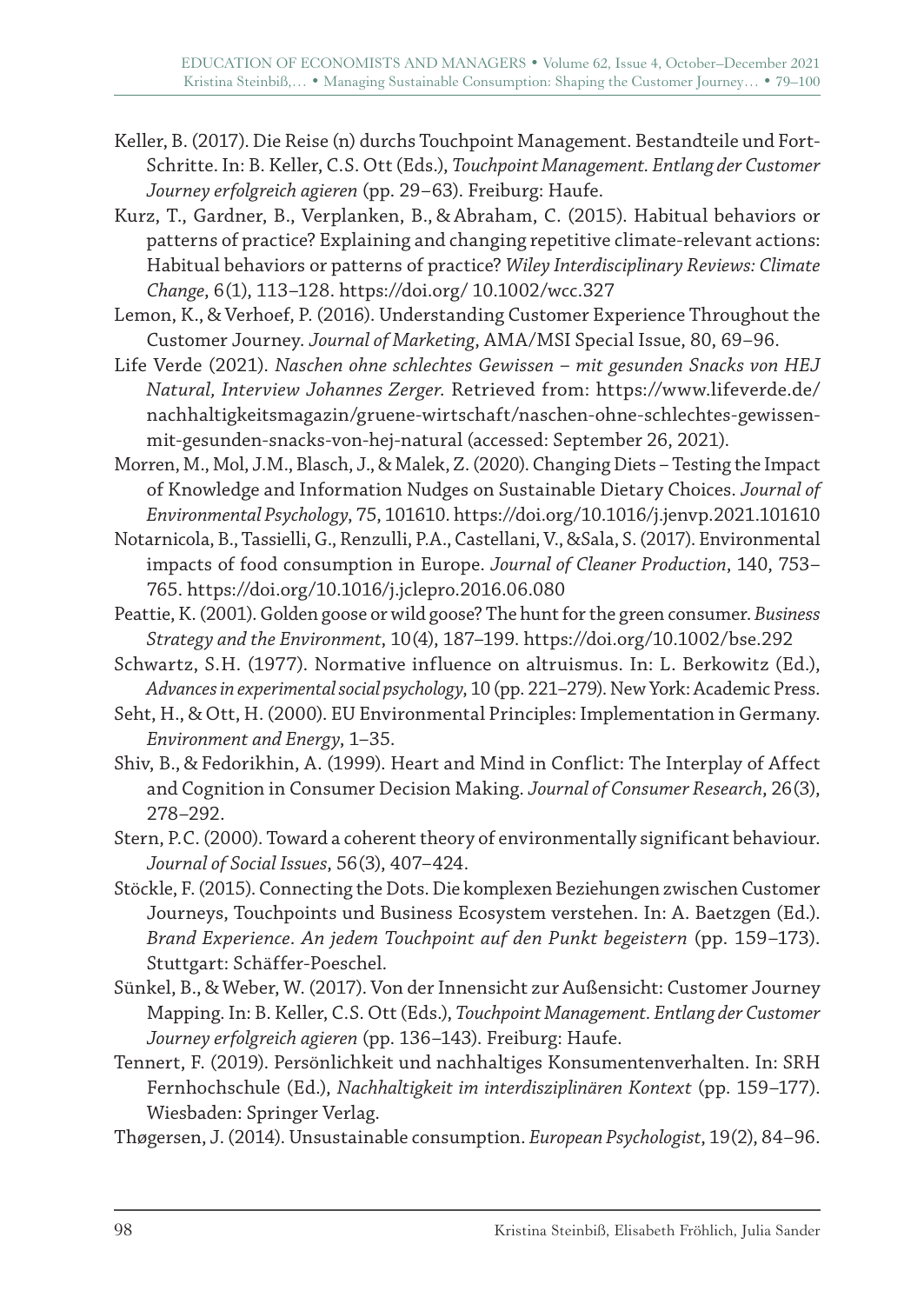Keller, B. (2017). Die Reise (n) durchs Touchpoint Management. Bestandteile und Fort-Schritte. In: B. Keller, C.S. Ott (Eds.), *Touchpoint Management. Entlang der Customer Journey erfolgreich agieren* (pp. 29–63). Freiburg: Haufe.

Kurz, T., Gardner, B., Verplanken, B., & Abraham, C. (2015). Habitual behaviors or patterns of practice? Explaining and changing repetitive climate-relevant actions: Habitual behaviors or patterns of practice? *Wiley Interdisciplinary Reviews: Climate Change*, 6(1), 113–128. https://doi.org/ 10.1002/wcc.327

Lemon, K., & Verhoef, P. (2016). Understanding Customer Experience Throughout the Customer Journey. *Journal of Marketing*, AMA/MSI Special Issue, 80, 69–96.

Life Verde (2021). *Naschen ohne schlechtes Gewissen – mit gesunden Snacks von HEJ Natural, Interview Johannes Zerger*. Retrieved from: https://www.lifeverde.de/nachhaltigkeitsmagazin/gruene-wirtschaft/naschen-ohne-schlechtes-gewissen-mit-gesunden-snacks-von-hej-natural (accessed: September 26, 2021).

Morren, M., Mol, J.M., Blasch, J., & Malek, Z. (2020). Changing Diets – Testing the Impact of Knowledge and Information Nudges on Sustainable Dietary Choices. *Journal of Environmental Psychology*, 75, 101610. https://doi.org/10.1016/j.jenvp.2021.101610

Notarnicola, B., Tassielli, G., Renzulli, P.A., Castellani, V., &Sala, S. (2017). Environmental impacts of food consumption in Europe. *Journal of Cleaner Production*, 140, 753–765. https://doi.org/10.1016/j.jclepro.2016.06.080

Peattie, K. (2001). Golden goose or wild goose? The hunt for the green consumer. *Business Strategy and the Environment*, 10(4), 187–199. https://doi.org/10.1002/bse.292

Schwartz, S.H. (1977). Normative influence on altruismus. In: L. Berkowitz (Ed.), *Advances in experimental social psychology*, 10 (pp. 221–279). New York: Academic Press.

Seht, H., & Ott, H. (2000). EU Environmental Principles: Implementation in Germany. *Environment and Energy*, 1–35.

Shiv, B., & Fedorikhin, A. (1999). Heart and Mind in Conflict: The Interplay of Affect and Cognition in Consumer Decision Making. *Journal of Consumer Research*, 26(3), 278–292.

Stern, P.C. (2000). Toward a coherent theory of environmentally significant behaviour. *Journal of Social Issues*, 56(3), 407–424.

Stöckle, F. (2015). Connecting the Dots. Die komplexen Beziehungen zwischen Customer Journeys, Touchpoints und Business Ecosystem verstehen. In: A. Baetzgen (Ed.). *Brand Experience. An jedem Touchpoint auf den Punkt begeistern* (pp. 159–173). Stuttgart: Schäffer-Poeschel.

Sünkel, B., & Weber, W. (2017). Von der Innensicht zur Außensicht: Customer Journey Mapping. In: B. Keller, C.S. Ott (Eds.), *Touchpoint Management. Entlang der Customer Journey erfolgreich agieren* (pp. 136–143). Freiburg: Haufe.

Tennert, F. (2019). Persönlichkeit und nachhaltiges Konsumentenverhalten. In: SRH Fernhochschule (Ed.), *Nachhaltigkeit im interdisziplinären Kontext* (pp. 159–177). Wiesbaden: Springer Verlag.

Thøgersen, J. (2014). Unsustainable consumption. *European Psychologist*, 19(2), 84–96.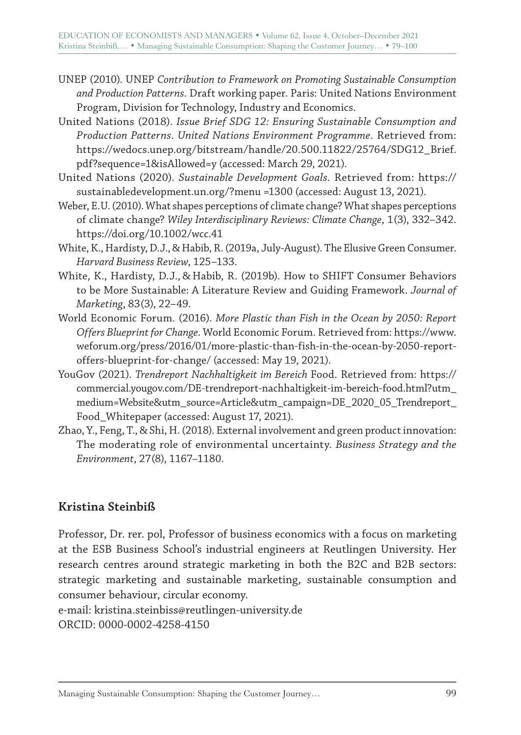UNEP (2010). UNEP *Contribution to Framework on Promoting Sustainable Consumption and Production Patterns*. Draft working paper. Paris: United Nations Environment Program, Division for Technology, Industry and Economics.

United Nations (2018). *Issue Brief SDG 12: Ensuring Sustainable Consumption and Production Patterns. United Nations Environment Programme*. Retrieved from: https://wedocs.unep.org/bitstream/handle/20.500.11822/25764/SDG12_Brief.pdf?sequence=1&isAllowed=y (accessed: March 29, 2021).

United Nations (2020). *Sustainable Development Goals*. Retrieved from: https://sustainabledevelopment.un.org/?menu =1300 (accessed: August 13, 2021).

Weber, E.U. (2010). What shapes perceptions of climate change? What shapes perceptions of climate change? *Wiley Interdisciplinary Reviews: Climate Change*, 1(3), 332–342. https://doi.org/10.1002/wcc.41

White, K., Hardisty, D.J., & Habib, R. (2019a, July-August). The Elusive Green Consumer. *Harvard Business Review*, 125–133.

White, K., Hardisty, D.J., & Habib, R. (2019b). How to SHIFT Consumer Behaviors to be More Sustainable: A Literature Review and Guiding Framework. *Journal of Marketing*, 83(3), 22–49.

World Economic Forum. (2016). *More Plastic than Fish in the Ocean by 2050: Report Offers Blueprint for Change*. World Economic Forum. Retrieved from: https://www.weforum.org/press/2016/01/more-plastic-than-fish-in-the-ocean-by-2050-report-offers-blueprint-for-change/ (accessed: May 19, 2021).

YouGov (2021). *Trendreport Nachhaltigkeit im Bereich* Food. Retrieved from: https://commercial.yougov.com/DE-trendreport-nachhaltigkeit-im-bereich-food.html?utm_medium=Website&utm_source=Article&utm_campaign=DE_2020_05_Trendreport_Food_Whitepaper (accessed: August 17, 2021).

Zhao, Y., Feng, T., & Shi, H. (2018). External involvement and green product innovation: The moderating role of environmental uncertainty. *Business Strategy and the Environment*, 27(8), 1167–1180.

## Kristina Steinbiß

Professor, Dr. rer. pol, Professor of business economics with a focus on marketing at the ESB Business School's industrial engineers at Reutlingen University. Her research centres around strategic marketing in both the B2C and B2B sectors: strategic marketing and sustainable marketing, sustainable consumption and consumer behaviour, circular economy.

e-mail: kristina.steinbiss@reutlingen-university.de

ORCID: 0000-0002-4258-4150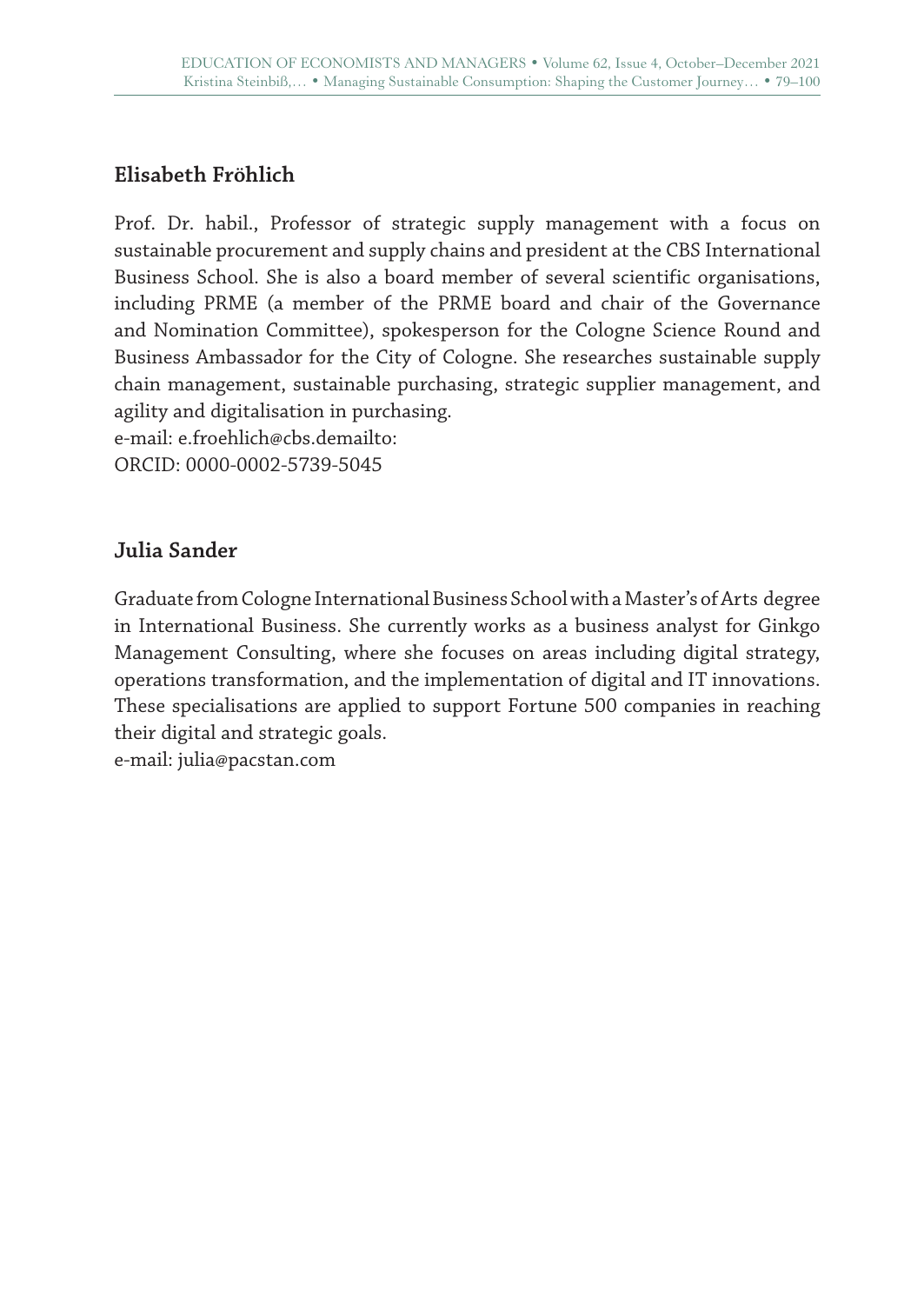## Elisabeth Fröhlich

Prof. Dr. habil., Professor of strategic supply management with a focus on sustainable procurement and supply chains and president at the CBS International Business School. She is also a board member of several scientific organisations, including PRME (a member of the PRME board and chair of the Governance and Nomination Committee), spokesperson for the Cologne Science Round and Business Ambassador for the City of Cologne. She researches sustainable supply chain management, sustainable purchasing, strategic supplier management, and agility and digitalisation in purchasing.
e-mail: e.froehlich@cbs.demailto:
ORCID: 0000-0002-5739-5045

## Julia Sander

Graduate from Cologne International Business School with a Master's of Arts degree in International Business. She currently works as a business analyst for Ginkgo Management Consulting, where she focuses on areas including digital strategy, operations transformation, and the implementation of digital and IT innovations. These specialisations are applied to support Fortune 500 companies in reaching their digital and strategic goals.
e-mail: julia@pacstan.com